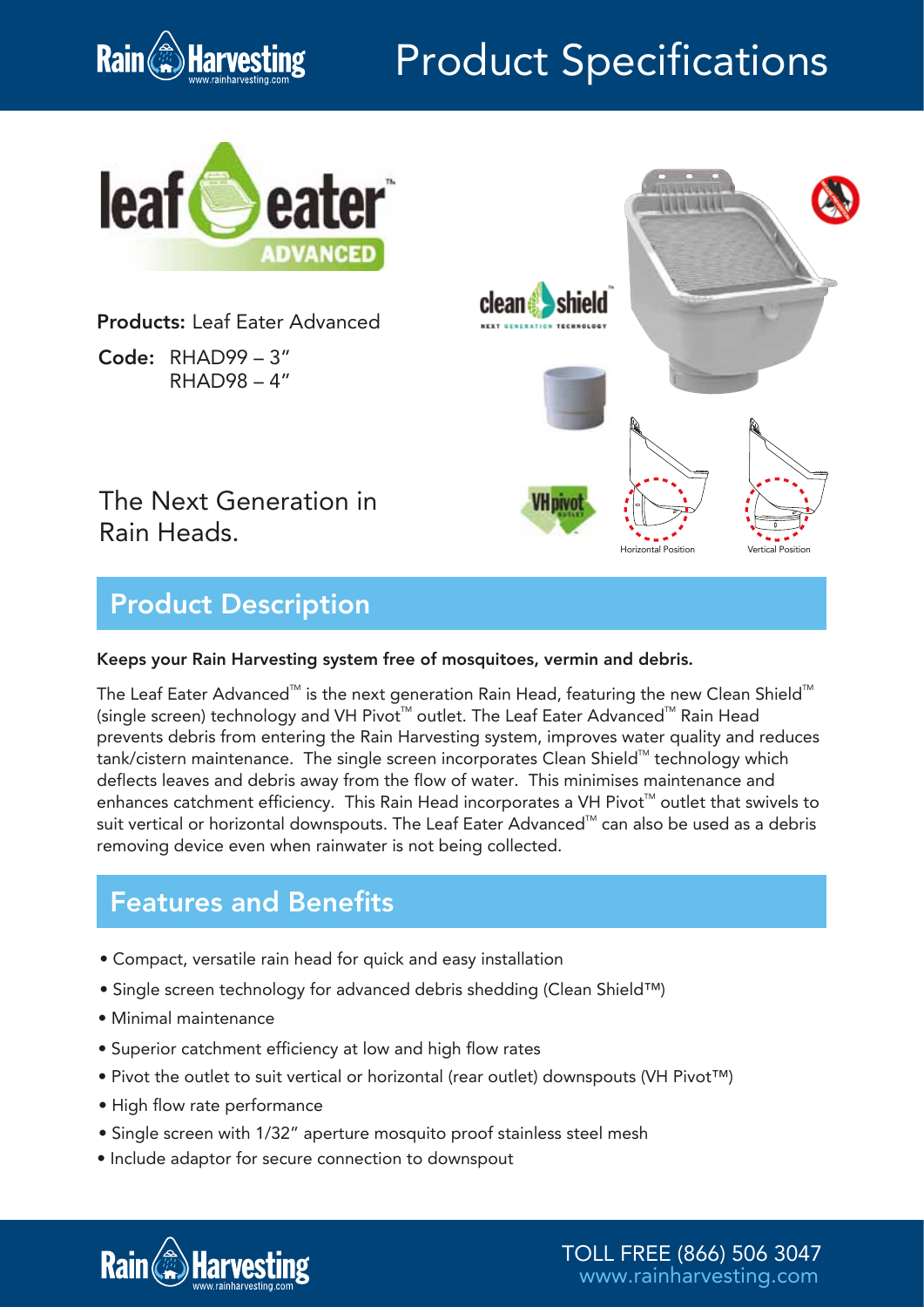# Product Specifications

**Products:** Leaf Eater Advanced

**Code:** RHAD99 – 3″
RHAD98 – 4″

The Next Generation in Rain Heads.

Horizontal Position

Vertical Position

## Product Description

**Keeps your Rain Harvesting system free of mosquitoes, vermin and debris.**

The Leaf Eater Advanced™ is the next generation Rain Head, featuring the new Clean Shield™ (single screen) technology and VH Pivot™ outlet. The Leaf Eater Advanced™ Rain Head prevents debris from entering the Rain Harvesting system, improves water quality and reduces tank/cistern maintenance. The single screen incorporates Clean Shield™ technology which deflects leaves and debris away from the flow of water. This minimises maintenance and enhances catchment efficiency. This Rain Head incorporates a VH Pivot™ outlet that swivels to suit vertical or horizontal downspouts. The Leaf Eater Advanced™ can also be used as a debris removing device even when rainwater is not being collected.

## Features and Benefits

- Compact, versatile rain head for quick and easy installation
- Single screen technology for advanced debris shedding (Clean Shield™)
- Minimal maintenance
- Superior catchment efficiency at low and high flow rates
- Pivot the outlet to suit vertical or horizontal (rear outlet) downspouts (VH Pivot™)
- High flow rate performance
- Single screen with 1/32″ aperture mosquito proof stainless steel mesh
- Include adaptor for secure connection to downspout

TOLL FREE (866) 506 3047
www.rainharvesting.com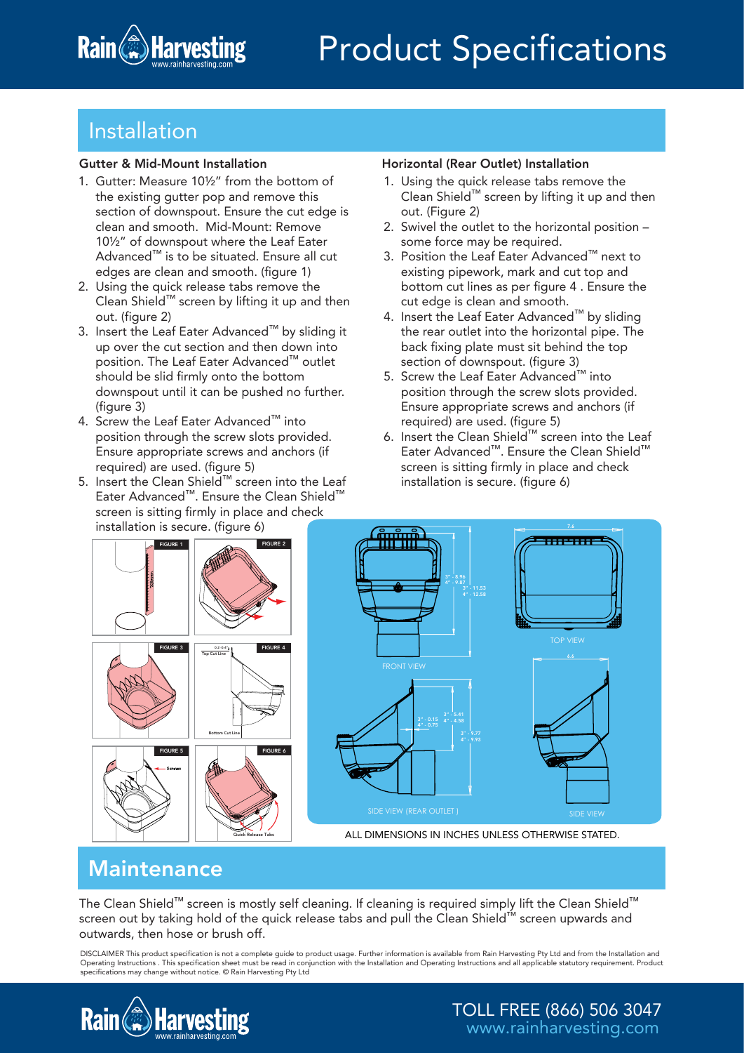# Product Specifications

## Installation

### Gutter & Mid-Mount Installation

1. Gutter: Measure 10½" from the bottom of the existing gutter pop and remove this section of downspout. Ensure the cut edge is clean and smooth. Mid-Mount: Remove 10½" of downspout where the Leaf Eater Advanced™ is to be situated. Ensure all cut edges are clean and smooth. (figure 1)
2. Using the quick release tabs remove the Clean Shield™ screen by lifting it up and then out. (figure 2)
3. Insert the Leaf Eater Advanced™ by sliding it up over the cut section and then down into position. The Leaf Eater Advanced™ outlet should be slid firmly onto the bottom downspout until it can be pushed no further. (figure 3)
4. Screw the Leaf Eater Advanced™ into position through the screw slots provided. Ensure appropriate screws and anchors (if required) are used. (figure 5)
5. Insert the Clean Shield™ screen into the Leaf Eater Advanced™. Ensure the Clean Shield™ screen is sitting firmly in place and check installation is secure. (figure 6)

### Horizontal (Rear Outlet) Installation

1. Using the quick release tabs remove the Clean Shield™ screen by lifting it up and then out. (Figure 2)
2. Swivel the outlet to the horizontal position – some force may be required.
3. Position the Leaf Eater Advanced™ next to existing pipework, mark and cut top and bottom cut lines as per figure 4 . Ensure the cut edge is clean and smooth.
4. Insert the Leaf Eater Advanced™ by sliding the rear outlet into the horizontal pipe. The back fixing plate must sit behind the top section of downspout. (figure 3)
5. Screw the Leaf Eater Advanced™ into position through the screw slots provided. Ensure appropriate screws and anchors (if required) are used. (figure 5)
6. Insert the Clean Shield™ screen into the Leaf Eater Advanced™. Ensure the Clean Shield™ screen is sitting firmly in place and check installation is secure. (figure 6)

FIGURE 1

FIGURE 2

FIGURE 3

FIGURE 4

Top Cut Line

Bottom Cut Line

FIGURE 5

Screws

FIGURE 6

Quick Release Tabs

FRONT VIEW

3" - 8.96
4" - 9.87

3" - 11.53
4" - 12.58

TOP VIEW

7.6

6.6

SIDE VIEW (REAR OUTLET)

3" - 0.15
4" - 0.75

3" - 5.41
4" - 4.58

3" - 9.77
4" - 9.93

SIDE VIEW

ALL DIMENSIONS IN INCHES UNLESS OTHERWISE STATED.

## Maintenance

The Clean Shield™ screen is mostly self cleaning. If cleaning is required simply lift the Clean Shield™ screen out by taking hold of the quick release tabs and pull the Clean Shield™ screen upwards and outwards, then hose or brush off.

DISCLAIMER This product specification is not a complete guide to product usage. Further information is available from Rain Harvesting Pty Ltd and from the Installation and Operating Instructions . This specification sheet must be read in conjunction with the Installation and Operating Instructions and all applicable statutory requirement. Product specifications may change without notice. © Rain Harvesting Pty Ltd

TOLL FREE (866) 506 3047
www.rainharvesting.com